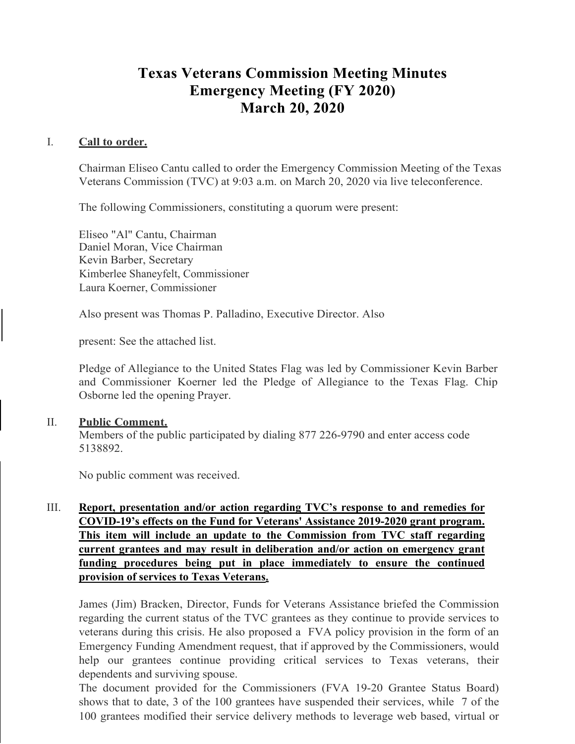# Texas Veterans Commission Meeting Minutes
# Emergency Meeting (FY 2020)
# March 20, 2020

## I. **Call to order.**

Chairman Eliseo Cantu called to order the Emergency Commission Meeting of the Texas Veterans Commission (TVC) at 9:03 a.m. on March 20, 2020 via live teleconference.

The following Commissioners, constituting a quorum were present:

Eliseo "Al" Cantu, Chairman
Daniel Moran, Vice Chairman
Kevin Barber, Secretary
Kimberlee Shaneyfelt, Commissioner
Laura Koerner, Commissioner

Also present was Thomas P. Palladino, Executive Director. Also

present: See the attached list.

Pledge of Allegiance to the United States Flag was led by Commissioner Kevin Barber and Commissioner Koerner led the Pledge of Allegiance to the Texas Flag. Chip Osborne led the opening Prayer.

## II. **Public Comment.**

Members of the public participated by dialing 877 226-9790 and enter access code 5138892.

No public comment was received.

## III. **Report, presentation and/or action regarding TVC's response to and remedies for COVID-19's effects on the Fund for Veterans' Assistance 2019-2020 grant program. This item will include an update to the Commission from TVC staff regarding current grantees and may result in deliberation and/or action on emergency grant funding procedures being put in place immediately to ensure the continued provision of services to Texas Veterans.**

James (Jim) Bracken, Director, Funds for Veterans Assistance briefed the Commission regarding the current status of the TVC grantees as they continue to provide services to veterans during this crisis. He also proposed a FVA policy provision in the form of an Emergency Funding Amendment request, that if approved by the Commissioners, would help our grantees continue providing critical services to Texas veterans, their dependents and surviving spouse.

The document provided for the Commissioners (FVA 19-20 Grantee Status Board) shows that to date, 3 of the 100 grantees have suspended their services, while 7 of the 100 grantees modified their service delivery methods to leverage web based, virtual or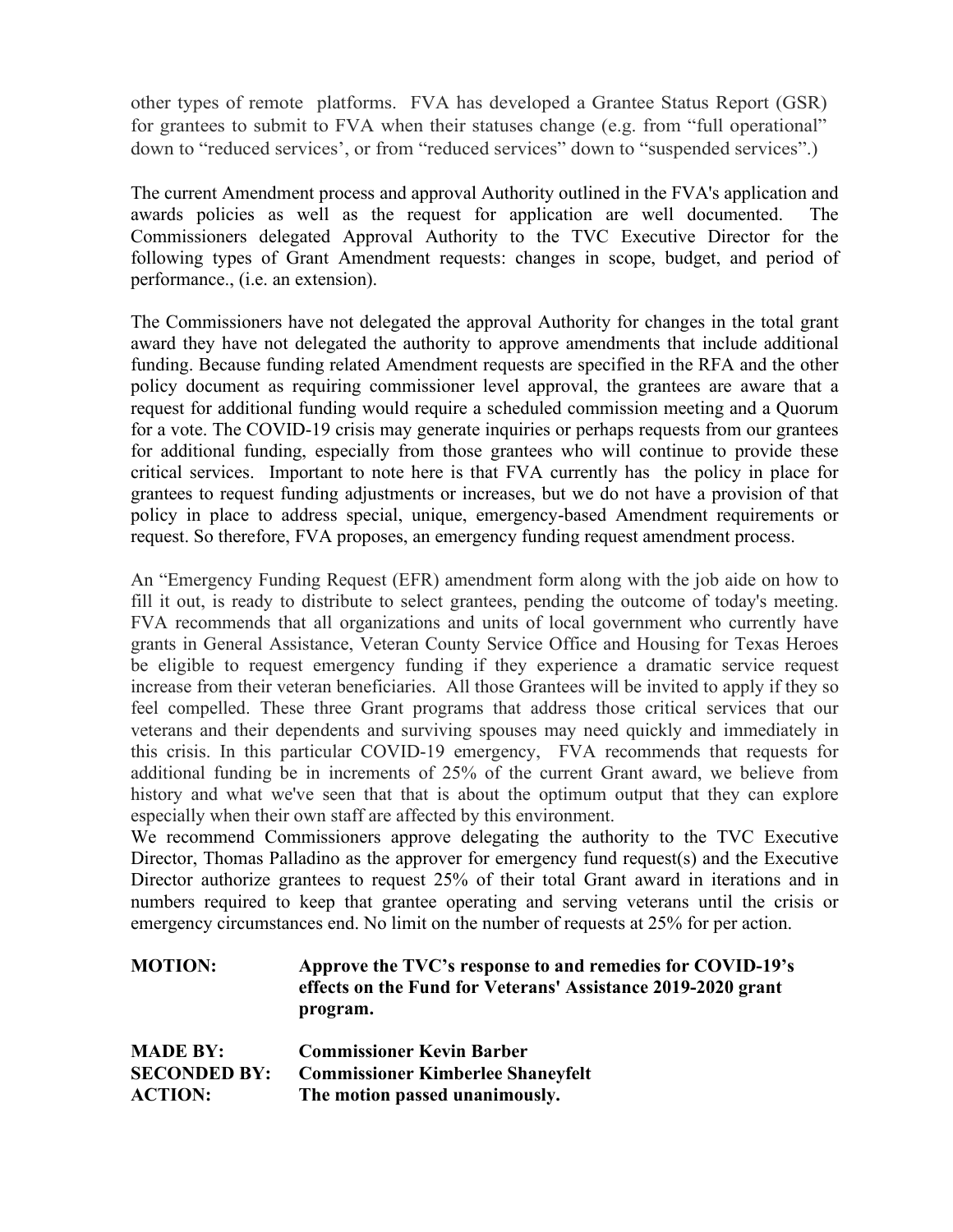other types of remote platforms. FVA has developed a Grantee Status Report (GSR) for grantees to submit to FVA when their statuses change (e.g. from "full operational" down to "reduced services', or from "reduced services" down to "suspended services".)

The current Amendment process and approval Authority outlined in the FVA's application and awards policies as well as the request for application are well documented. The Commissioners delegated Approval Authority to the TVC Executive Director for the following types of Grant Amendment requests: changes in scope, budget, and period of performance., (i.e. an extension).

The Commissioners have not delegated the approval Authority for changes in the total grant award they have not delegated the authority to approve amendments that include additional funding. Because funding related Amendment requests are specified in the RFA and the other policy document as requiring commissioner level approval, the grantees are aware that a request for additional funding would require a scheduled commission meeting and a Quorum for a vote. The COVID-19 crisis may generate inquiries or perhaps requests from our grantees for additional funding, especially from those grantees who will continue to provide these critical services. Important to note here is that FVA currently has the policy in place for grantees to request funding adjustments or increases, but we do not have a provision of that policy in place to address special, unique, emergency-based Amendment requirements or request. So therefore, FVA proposes, an emergency funding request amendment process.

An "Emergency Funding Request (EFR) amendment form along with the job aide on how to fill it out, is ready to distribute to select grantees, pending the outcome of today's meeting. FVA recommends that all organizations and units of local government who currently have grants in General Assistance, Veteran County Service Office and Housing for Texas Heroes be eligible to request emergency funding if they experience a dramatic service request increase from their veteran beneficiaries. All those Grantees will be invited to apply if they so feel compelled. These three Grant programs that address those critical services that our veterans and their dependents and surviving spouses may need quickly and immediately in this crisis. In this particular COVID-19 emergency, FVA recommends that requests for additional funding be in increments of 25% of the current Grant award, we believe from history and what we've seen that that is about the optimum output that they can explore especially when their own staff are affected by this environment.

We recommend Commissioners approve delegating the authority to the TVC Executive Director, Thomas Palladino as the approver for emergency fund request(s) and the Executive Director authorize grantees to request 25% of their total Grant award in iterations and in numbers required to keep that grantee operating and serving veterans until the crisis or emergency circumstances end. No limit on the number of requests at 25% for per action.

**MOTION:** **Approve the TVC's response to and remedies for COVID-19's effects on the Fund for Veterans' Assistance 2019-2020 grant program.**

**MADE BY:** **Commissioner Kevin Barber**
**SECONDED BY:** **Commissioner Kimberlee Shaneyfelt**
**ACTION:** **The motion passed unanimously.**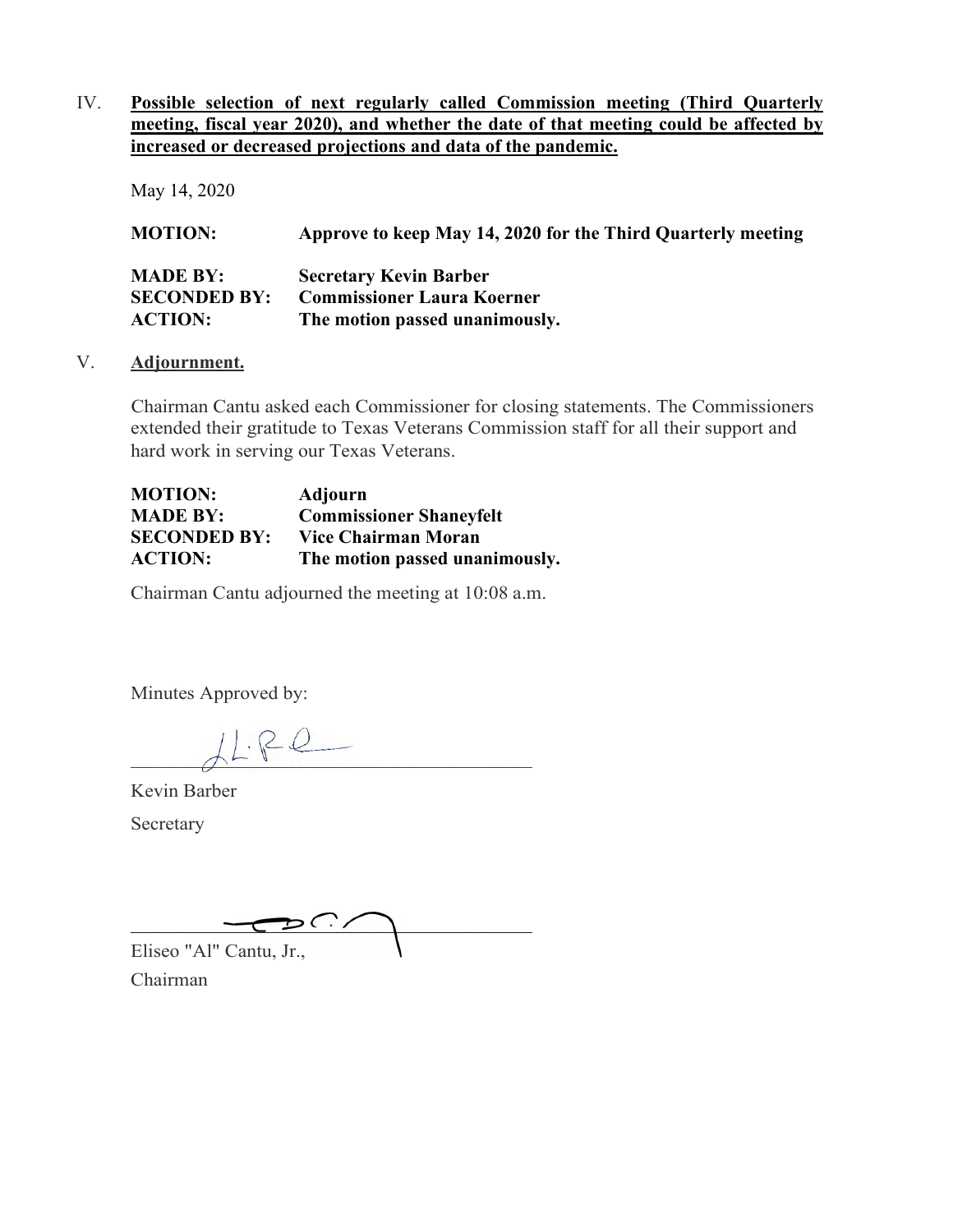IV. **Possible selection of next regularly called Commission meeting (Third Quarterly meeting, fiscal year 2020), and whether the date of that meeting could be affected by increased or decreased projections and data of the pandemic.**

May 14, 2020

| | |
|---|---|
| **MOTION:** | **Approve to keep May 14, 2020 for the Third Quarterly meeting** |
| **MADE BY:** | **Secretary Kevin Barber** |
| **SECONDED BY:** | **Commissioner Laura Koerner** |
| **ACTION:** | **The motion passed unanimously.** |

V. **Adjournment.**

Chairman Cantu asked each Commissioner for closing statements. The Commissioners extended their gratitude to Texas Veterans Commission staff for all their support and hard work in serving our Texas Veterans.

| | |
|---|---|
| **MOTION:** | **Adjourn** |
| **MADE BY:** | **Commissioner Shaneyfelt** |
| **SECONDED BY:** | **Vice Chairman Moran** |
| **ACTION:** | **The motion passed unanimously.** |

Chairman Cantu adjourned the meeting at 10:08 a.m.

Minutes Approved by:

\_\_\_\_\_\_\_\_\_\_\_\_\_\_\_\_\_\_\_\_\_\_\_\_\_\_\_\_\_\_\_\_\_\_\_\_

Kevin Barber

Secretary

\_\_\_\_\_\_\_\_\_\_\_\_\_\_\_\_\_\_\_\_\_\_\_\_\_\_\_\_\_\_\_\_\_\_\_\_

Eliseo "Al" Cantu, Jr.,

Chairman